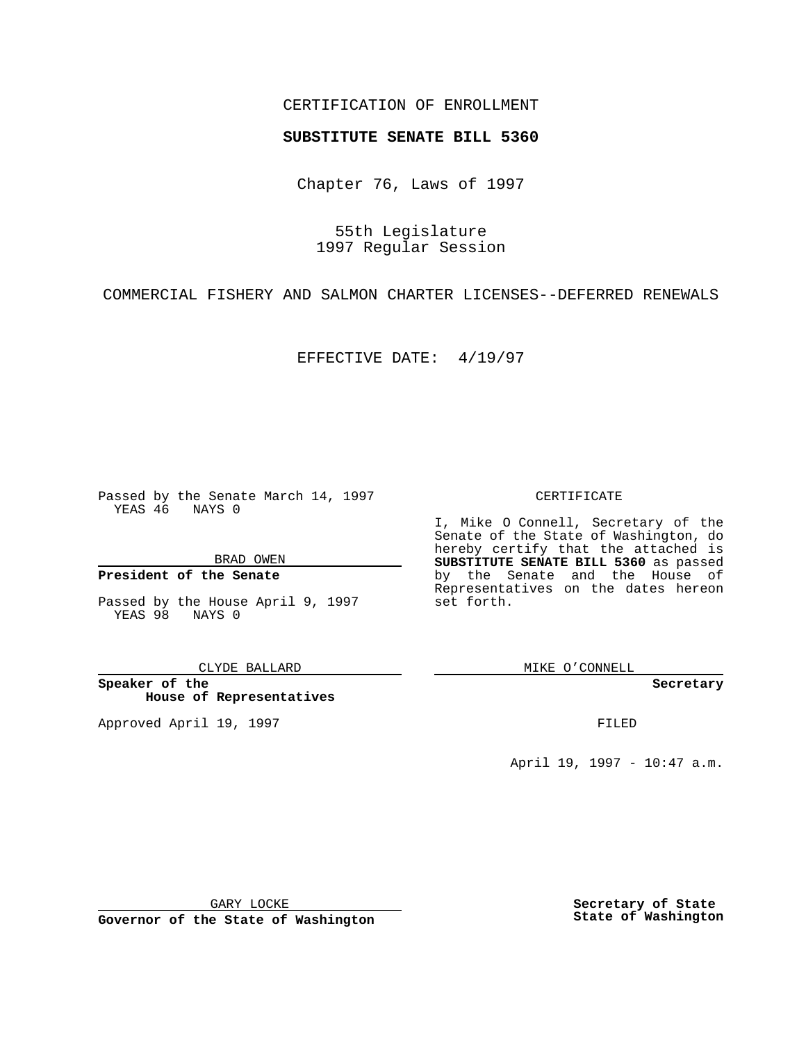CERTIFICATION OF ENROLLMENT

**SUBSTITUTE SENATE BILL 5360**

Chapter 76, Laws of 1997

55th Legislature
1997 Regular Session

COMMERCIAL FISHERY AND SALMON CHARTER LICENSES--DEFERRED RENEWALS

EFFECTIVE DATE: 4/19/97

Passed by the Senate March 14, 1997
YEAS 46 NAYS 0

BRAD OWEN

**President of the Senate**

Passed by the House April 9, 1997
YEAS 98 NAYS 0

CLYDE BALLARD

**Speaker of the House of Representatives**

Approved April 19, 1997

GARY LOCKE

**Governor of the State of Washington**

CERTIFICATE

I, Mike O Connell, Secretary of the Senate of the State of Washington, do hereby certify that the attached is **SUBSTITUTE SENATE BILL 5360** as passed by the Senate and the House of Representatives on the dates hereon set forth.

MIKE O'CONNELL

**Secretary**

FILED

April 19, 1997 - 10:47 a.m.

**Secretary of State State of Washington**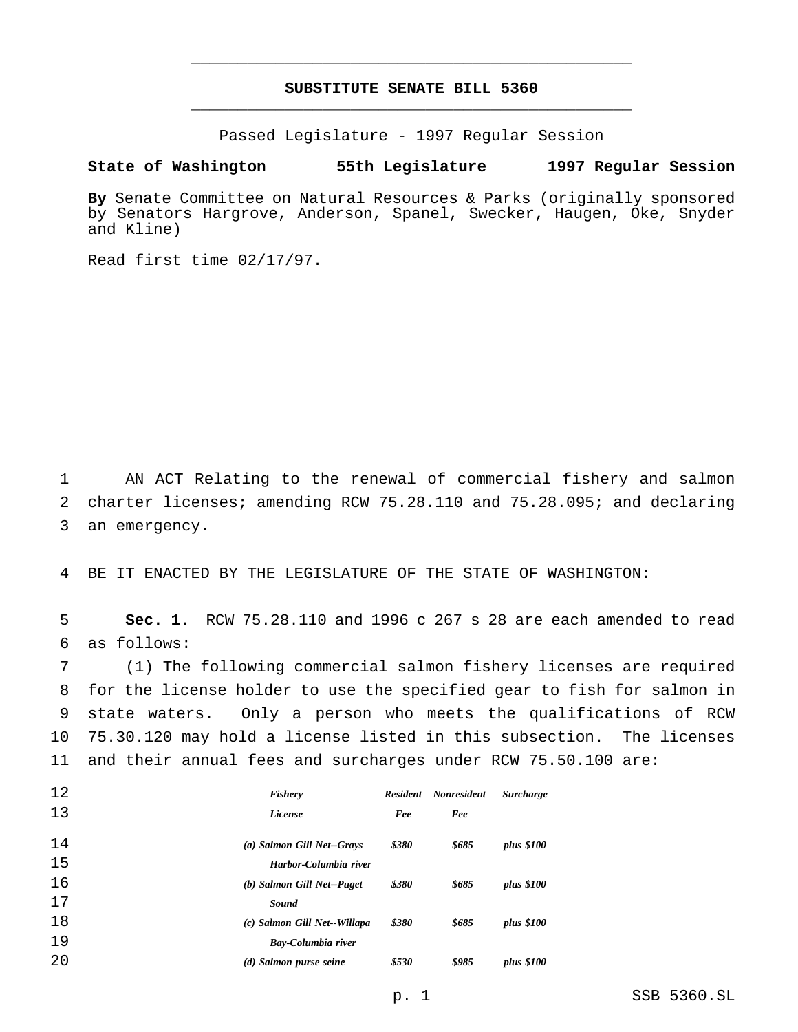# SUBSTITUTE SENATE BILL 5360

Passed Legislature - 1997 Regular Session

**State of Washington 55th Legislature 1997 Regular Session**

**By** Senate Committee on Natural Resources & Parks (originally sponsored by Senators Hargrove, Anderson, Spanel, Swecker, Haugen, Oke, Snyder and Kline)

Read first time 02/17/97.

AN ACT Relating to the renewal of commercial fishery and salmon charter licenses; amending RCW 75.28.110 and 75.28.095; and declaring an emergency.

BE IT ENACTED BY THE LEGISLATURE OF THE STATE OF WASHINGTON:

**Sec. 1.** RCW 75.28.110 and 1996 c 267 s 28 are each amended to read as follows:

(1) The following commercial salmon fishery licenses are required for the license holder to use the specified gear to fish for salmon in state waters. Only a person who meets the qualifications of RCW 75.30.120 may hold a license listed in this subsection. The licenses and their annual fees and surcharges under RCW 75.50.100 are:

| *Fishery License* | *Resident Fee* | *Nonresident Fee* | *Surcharge* |
|---|---|---|---|
| *(a) Salmon Gill Net--Grays Harbor-Columbia river* | *$380* | *$685* | *plus $100* |
| *(b) Salmon Gill Net--Puget Sound* | *$380* | *$685* | *plus $100* |
| *(c) Salmon Gill Net--Willapa Bay-Columbia river* | *$380* | *$685* | *plus $100* |
| *(d) Salmon purse seine* | *$530* | *$985* | *plus $100* |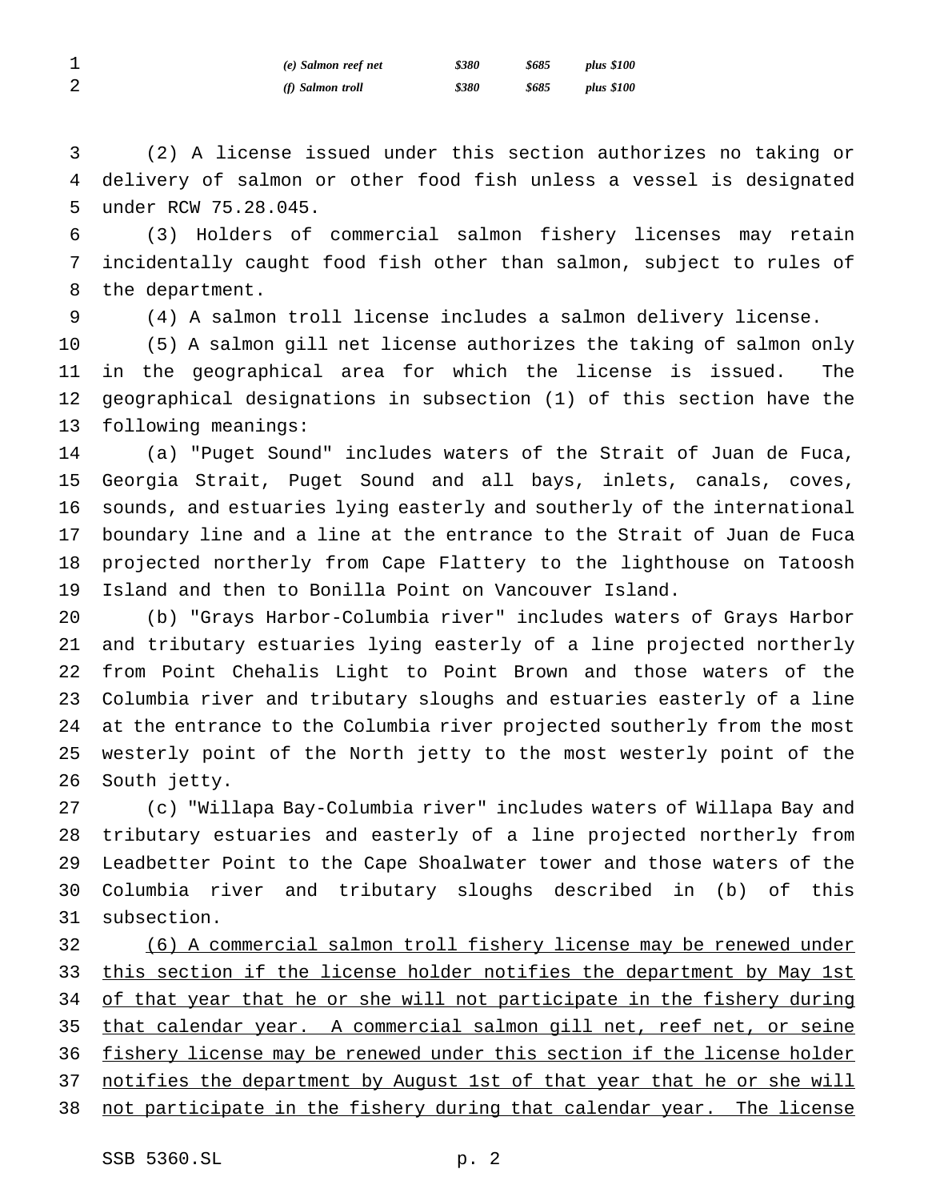| | | | |
|---|---|---|---|
| *(e) Salmon reef net* | *$380* | *$685* | *plus $100* |
| *(f) Salmon troll* | *$380* | *$685* | *plus $100* |

(2) A license issued under this section authorizes no taking or delivery of salmon or other food fish unless a vessel is designated under RCW 75.28.045.

(3) Holders of commercial salmon fishery licenses may retain incidentally caught food fish other than salmon, subject to rules of the department.

(4) A salmon troll license includes a salmon delivery license.

(5) A salmon gill net license authorizes the taking of salmon only in the geographical area for which the license is issued. The geographical designations in subsection (1) of this section have the following meanings:

(a) "Puget Sound" includes waters of the Strait of Juan de Fuca, Georgia Strait, Puget Sound and all bays, inlets, canals, coves, sounds, and estuaries lying easterly and southerly of the international boundary line and a line at the entrance to the Strait of Juan de Fuca projected northerly from Cape Flattery to the lighthouse on Tatoosh Island and then to Bonilla Point on Vancouver Island.

(b) "Grays Harbor-Columbia river" includes waters of Grays Harbor and tributary estuaries lying easterly of a line projected northerly from Point Chehalis Light to Point Brown and those waters of the Columbia river and tributary sloughs and estuaries easterly of a line at the entrance to the Columbia river projected southerly from the most westerly point of the North jetty to the most westerly point of the South jetty.

(c) "Willapa Bay-Columbia river" includes waters of Willapa Bay and tributary estuaries and easterly of a line projected northerly from Leadbetter Point to the Cape Shoalwater tower and those waters of the Columbia river and tributary sloughs described in (b) of this subsection.

<u>(6) A commercial salmon troll fishery license may be renewed under this section if the license holder notifies the department by May 1st of that year that he or she will not participate in the fishery during that calendar year. A commercial salmon gill net, reef net, or seine fishery license may be renewed under this section if the license holder notifies the department by August 1st of that year that he or she will not participate in the fishery during that calendar year. The license</u>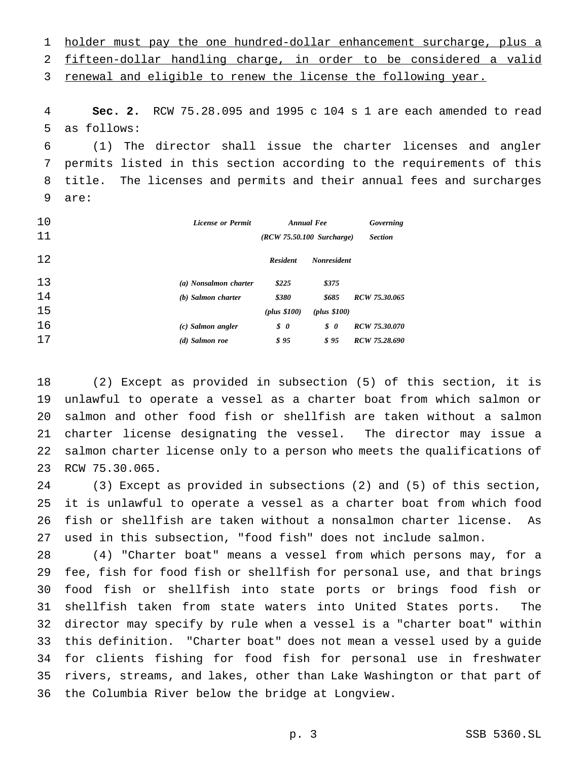holder must pay the one hundred-dollar enhancement surcharge, plus a fifteen-dollar handling charge, in order to be considered a valid renewal and eligible to renew the license the following year.

**Sec. 2.** RCW 75.28.095 and 1995 c 104 s 1 are each amended to read as follows:

(1) The director shall issue the charter licenses and angler permits listed in this section according to the requirements of this title. The licenses and permits and their annual fees and surcharges are:

| *License or Permit* | *Annual Fee (RCW 75.50.100 Surcharge)* | | *Governing Section* |
|---|---|---|---|
| | *Resident* | *Nonresident* | |
| *(a) Nonsalmon charter* | *$225* | *$375* | |
| *(b) Salmon charter* | *$380 (plus $100)* | *$685 (plus $100)* | *RCW 75.30.065* |
| *(c) Salmon angler* | *$ 0* | *$ 0* | *RCW 75.30.070* |
| *(d) Salmon roe* | *$ 95* | *$ 95* | *RCW 75.28.690* |

(2) Except as provided in subsection (5) of this section, it is unlawful to operate a vessel as a charter boat from which salmon or salmon and other food fish or shellfish are taken without a salmon charter license designating the vessel. The director may issue a salmon charter license only to a person who meets the qualifications of RCW 75.30.065.

(3) Except as provided in subsections (2) and (5) of this section, it is unlawful to operate a vessel as a charter boat from which food fish or shellfish are taken without a nonsalmon charter license. As used in this subsection, "food fish" does not include salmon.

(4) "Charter boat" means a vessel from which persons may, for a fee, fish for food fish or shellfish for personal use, and that brings food fish or shellfish into state ports or brings food fish or shellfish taken from state waters into United States ports. The director may specify by rule when a vessel is a "charter boat" within this definition. "Charter boat" does not mean a vessel used by a guide for clients fishing for food fish for personal use in freshwater rivers, streams, and lakes, other than Lake Washington or that part of the Columbia River below the bridge at Longview.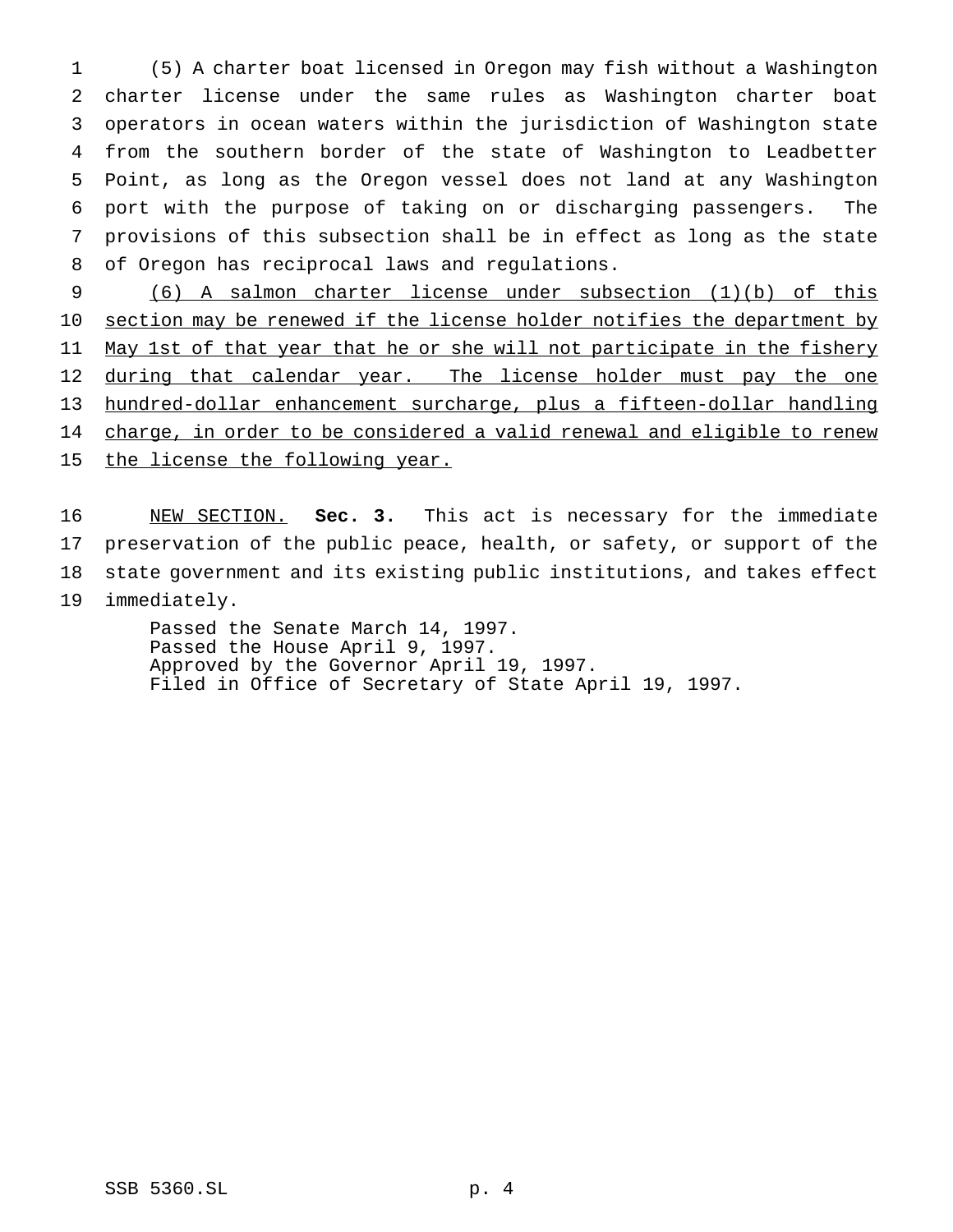(5) A charter boat licensed in Oregon may fish without a Washington charter license under the same rules as Washington charter boat operators in ocean waters within the jurisdiction of Washington state from the southern border of the state of Washington to Leadbetter Point, as long as the Oregon vessel does not land at any Washington port with the purpose of taking on or discharging passengers. The provisions of this subsection shall be in effect as long as the state of Oregon has reciprocal laws and regulations.

<u>(6) A salmon charter license under subsection (1)(b) of this section may be renewed if the license holder notifies the department by May 1st of that year that he or she will not participate in the fishery during that calendar year. The license holder must pay the one hundred-dollar enhancement surcharge, plus a fifteen-dollar handling charge, in order to be considered a valid renewal and eligible to renew the license the following year.</u>

<u>NEW SECTION.</u> **Sec. 3.** This act is necessary for the immediate preservation of the public peace, health, or safety, or support of the state government and its existing public institutions, and takes effect immediately.

Passed the Senate March 14, 1997.
Passed the House April 9, 1997.
Approved by the Governor April 19, 1997.
Filed in Office of Secretary of State April 19, 1997.